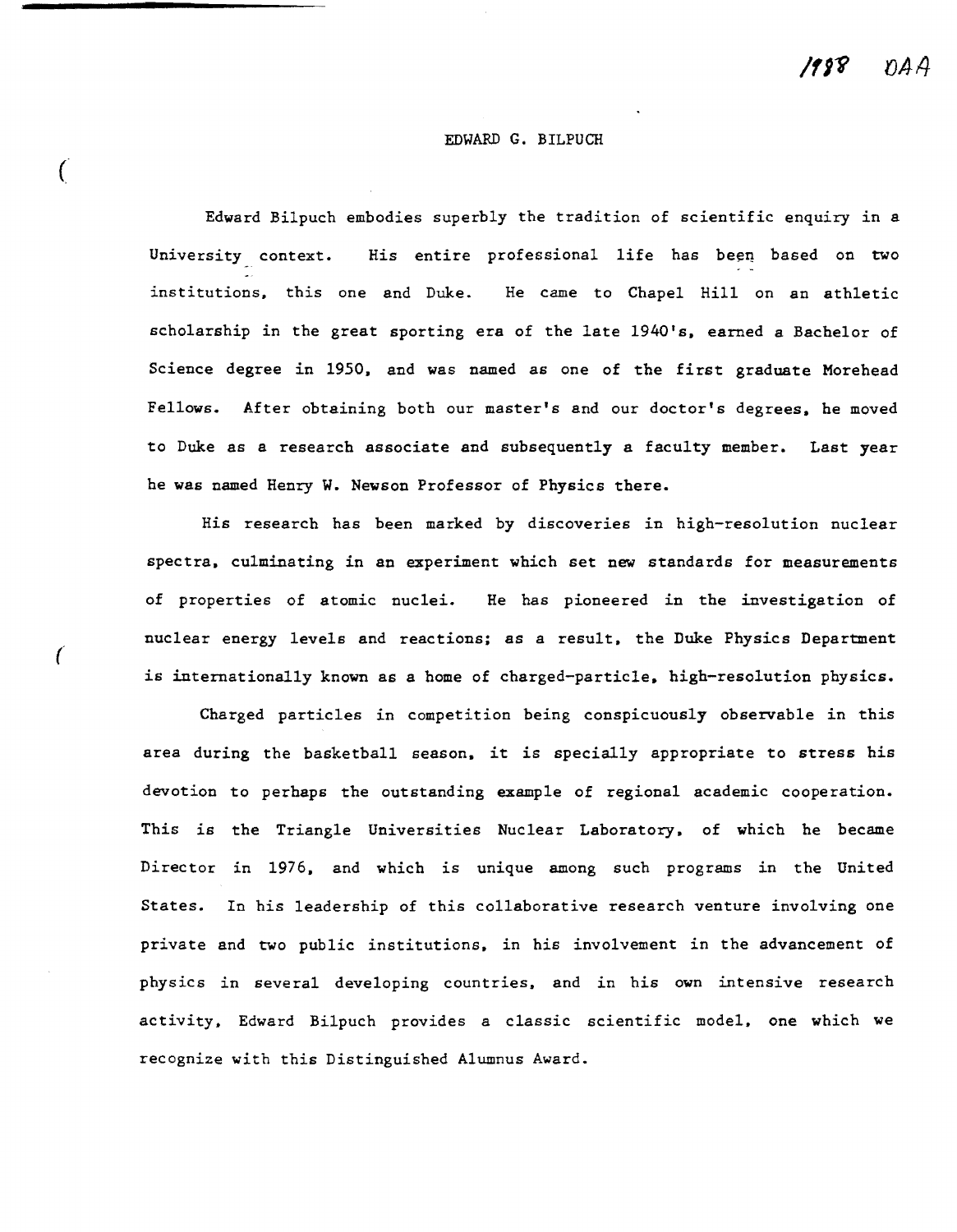1988 DAA

# EDWARD G. BILPUCH

Edward Bilpuch embodies superbly the tradition of scientific enquiry in a University context. His entire professional life has been based on two institutions, this one and Duke. He came to Chapel Hill on an athletic scholarship in the great sporting era of the late 1940's, earned a Bachelor of Science degree in 1950, and was named as one of the first graduate Morehead Fellows. After obtaining both our master's and our doctor's degrees, he moved to Duke as a research associate and subsequently a faculty member. Last year he was named Henry W. Newson Professor of Physics there.

His research has been marked by discoveries in high-resolution nuclear spectra, culminating in an experiment which set new standards for measurements of properties of atomic nuclei. He has pioneered in the investigation of nuclear energy levels and reactions; as a result, the Duke Physics Department is internationally known as a home of charged-particle, high-resolution physics.

Charged particles in competition being conspicuously observable in this area during the basketball season, it is specially appropriate to stress his devotion to perhaps the outstanding example of regional academic cooperation. This is the Triangle Universities Nuclear Laboratory, of which he became Director in 1976, and which is unique among such programs in the United States. In his leadership of this collaborative research venture involving one private and two public institutions, in his involvement in the advancement of physics in several developing countries, and in his own intensive research activity, Edward Bilpuch provides a classic scientific model, one which we recognize with this Distinguished Alumnus Award.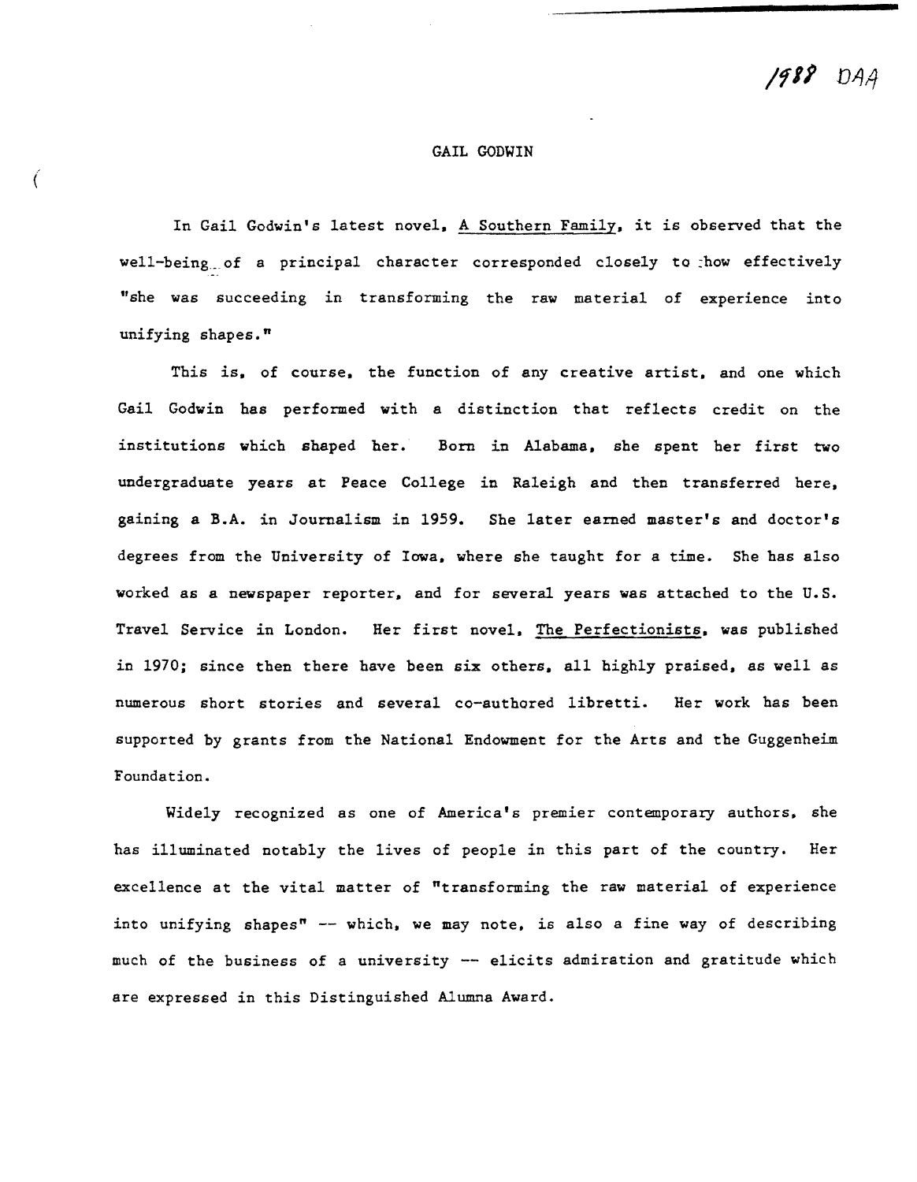1988 DAA

# GAIL GODWIN

In Gail Godwin's latest novel, A Southern Family, it is observed that the well-being of a principal character corresponded closely to how effectively "she was succeeding in transforming the raw material of experience into unifying shapes."

This is, of course, the function of any creative artist, and one which Gail Godwin has performed with a distinction that reflects credit on the institutions which shaped her. Born in Alabama, she spent her first two undergraduate years at Peace College in Raleigh and then transferred here, gaining a B.A. in Journalism in 1959. She later earned master's and doctor's degrees from the University of Iowa, where she taught for a time. She has also worked as a newspaper reporter, and for several years was attached to the U.S. Travel Service in London. Her first novel, The Perfectionists, was published in 1970; since then there have been six others, all highly praised, as well as numerous short stories and several co-authored libretti. Her work has been supported by grants from the National Endowment for the Arts and the Guggenheim Foundation.

Widely recognized as one of America's premier contemporary authors, she has illuminated notably the lives of people in this part of the country. Her excellence at the vital matter of "transforming the raw material of experience into unifying shapes" -- which, we may note, is also a fine way of describing much of the business of a university -- elicits admiration and gratitude which are expressed in this Distinguished Alumna Award.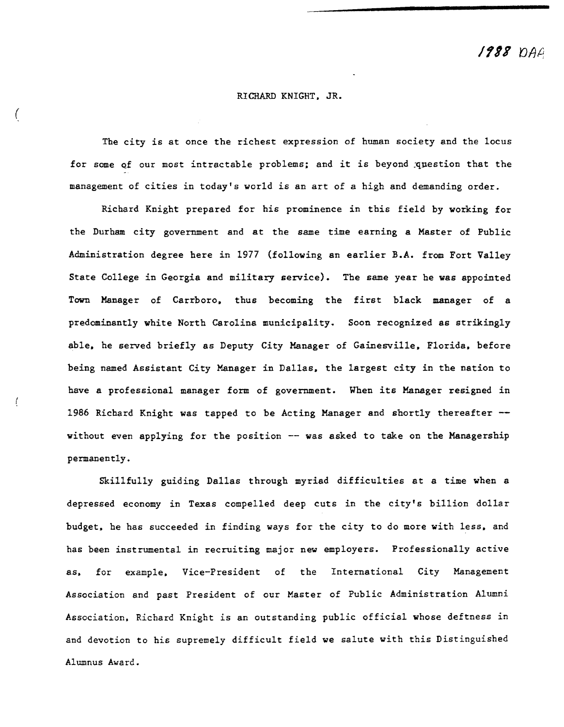1988 DAA

# RICHARD KNIGHT, JR.

The city is at once the richest expression of human society and the locus for some of our most intractable problems; and it is beyond question that the management of cities in today's world is an art of a high and demanding order.

Richard Knight prepared for his prominence in this field by working for the Durham city government and at the same time earning a Master of Public Administration degree here in 1977 (following an earlier B.A. from Fort Valley State College in Georgia and military service). The same year he was appointed Town Manager of Carrboro, thus becoming the first black manager of a predominantly white North Carolina municipality. Soon recognized as strikingly able, he served briefly as Deputy City Manager of Gainesville, Florida, before being named Assistant City Manager in Dallas, the largest city in the nation to have a professional manager form of government. When its Manager resigned in 1986 Richard Knight was tapped to be Acting Manager and shortly thereafter -- without even applying for the position -- was asked to take on the Managership permanently.

Skillfully guiding Dallas through myriad difficulties at a time when a depressed economy in Texas compelled deep cuts in the city's billion dollar budget, he has succeeded in finding ways for the city to do more with less, and has been instrumental in recruiting major new employers. Professionally active as, for example, Vice-President of the International City Management Association and past President of our Master of Public Administration Alumni Association, Richard Knight is an outstanding public official whose deftness in and devotion to his supremely difficult field we salute with this Distinguished Alumnus Award.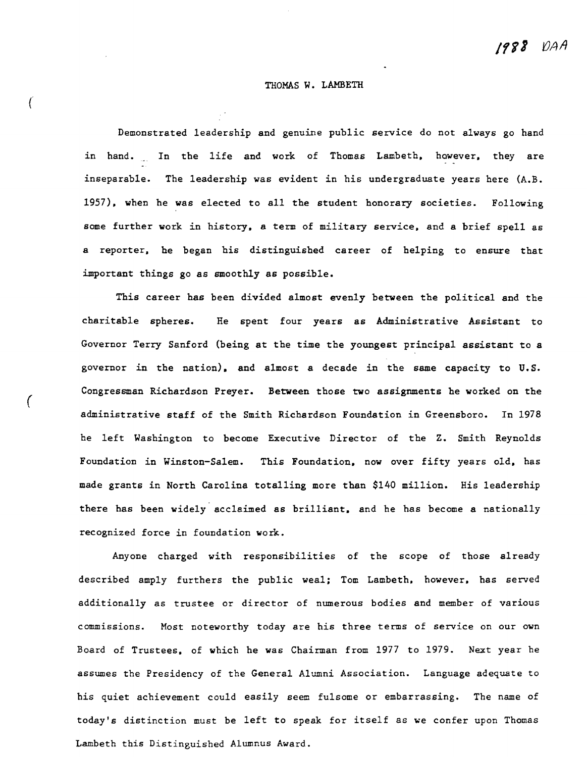1988 DAA

# THOMAS W. LAMBETH

Demonstrated leadership and genuine public service do not always go hand in hand. In the life and work of Thomas Lambeth, however, they are inseparable. The leadership was evident in his undergraduate years here (A.B. 1957), when he was elected to all the student honorary societies. Following some further work in history, a term of military service, and a brief spell as a reporter, he began his distinguished career of helping to ensure that important things go as smoothly as possible.

This career has been divided almost evenly between the political and the charitable spheres. He spent four years as Administrative Assistant to Governor Terry Sanford (being at the time the youngest principal assistant to a governor in the nation), and almost a decade in the same capacity to U.S. Congressman Richardson Preyer. Between those two assignments he worked on the administrative staff of the Smith Richardson Foundation in Greensboro. In 1978 he left Washington to become Executive Director of the Z. Smith Reynolds Foundation in Winston-Salem. This Foundation, now over fifty years old, has made grants in North Carolina totalling more than $140 million. His leadership there has been widely acclaimed as brilliant, and he has become a nationally recognized force in foundation work.

Anyone charged with responsibilities of the scope of those already described amply furthers the public weal; Tom Lambeth, however, has served additionally as trustee or director of numerous bodies and member of various commissions. Most noteworthy today are his three terms of service on our own Board of Trustees, of which he was Chairman from 1977 to 1979. Next year he assumes the Presidency of the General Alumni Association. Language adequate to his quiet achievement could easily seem fulsome or embarrassing. The name of today's distinction must be left to speak for itself as we confer upon Thomas Lambeth this Distinguished Alumnus Award.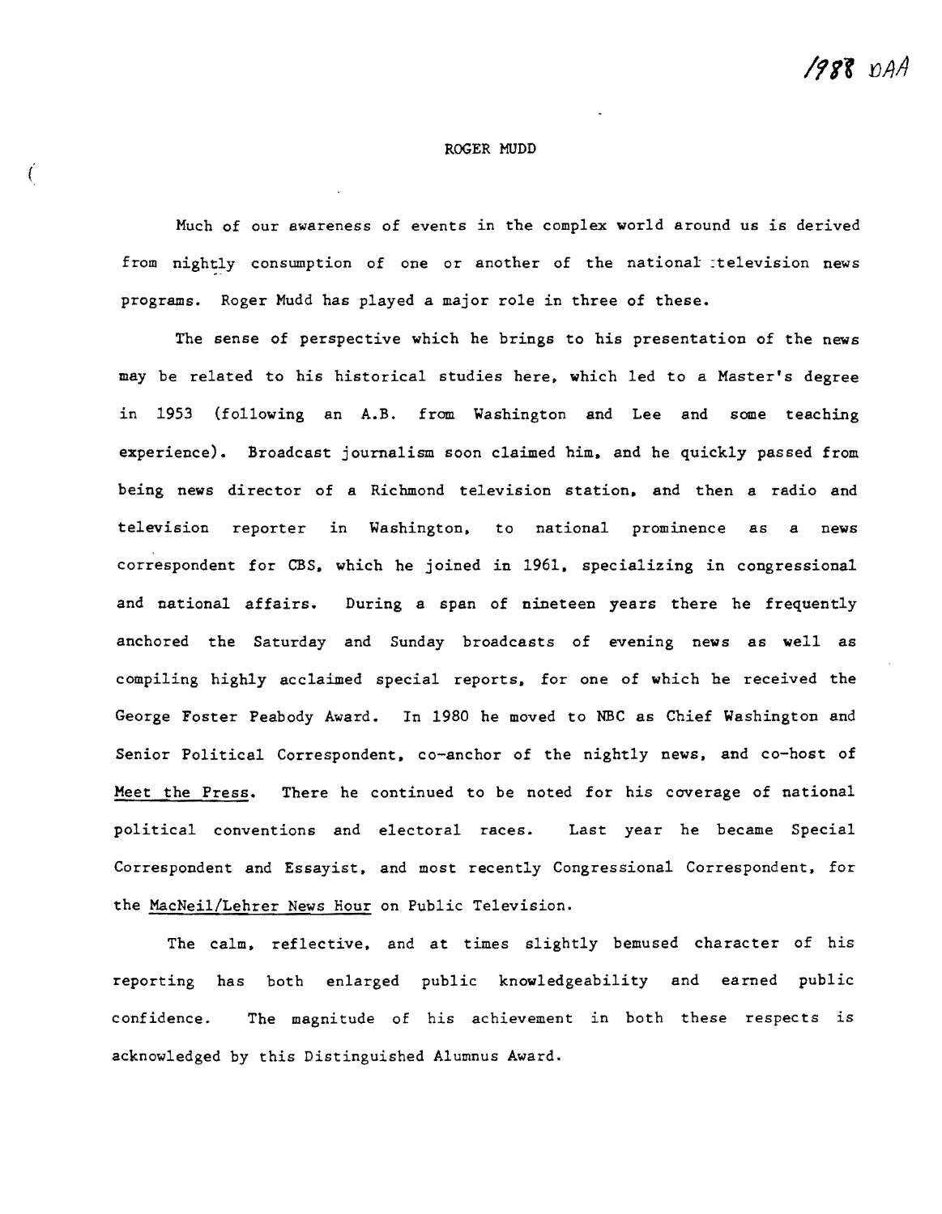1988 DAA

# ROGER MUDD

Much of our awareness of events in the complex world around us is derived from nightly consumption of one or another of the national television news programs. Roger Mudd has played a major role in three of these.

The sense of perspective which he brings to his presentation of the news may be related to his historical studies here, which led to a Master's degree in 1953 (following an A.B. from Washington and Lee and some teaching experience). Broadcast journalism soon claimed him, and he quickly passed from being news director of a Richmond television station, and then a radio and television reporter in Washington, to national prominence as a news correspondent for CBS, which he joined in 1961, specializing in congressional and national affairs. During a span of nineteen years there he frequently anchored the Saturday and Sunday broadcasts of evening news as well as compiling highly acclaimed special reports, for one of which he received the George Foster Peabody Award. In 1980 he moved to NBC as Chief Washington and Senior Political Correspondent, co-anchor of the nightly news, and co-host of Meet the Press. There he continued to be noted for his coverage of national political conventions and electoral races. Last year he became Special Correspondent and Essayist, and most recently Congressional Correspondent, for the MacNeil/Lehrer News Hour on Public Television.

The calm, reflective, and at times slightly bemused character of his reporting has both enlarged public knowledgeability and earned public confidence. The magnitude of his achievement in both these respects is acknowledged by this Distinguished Alumnus Award.